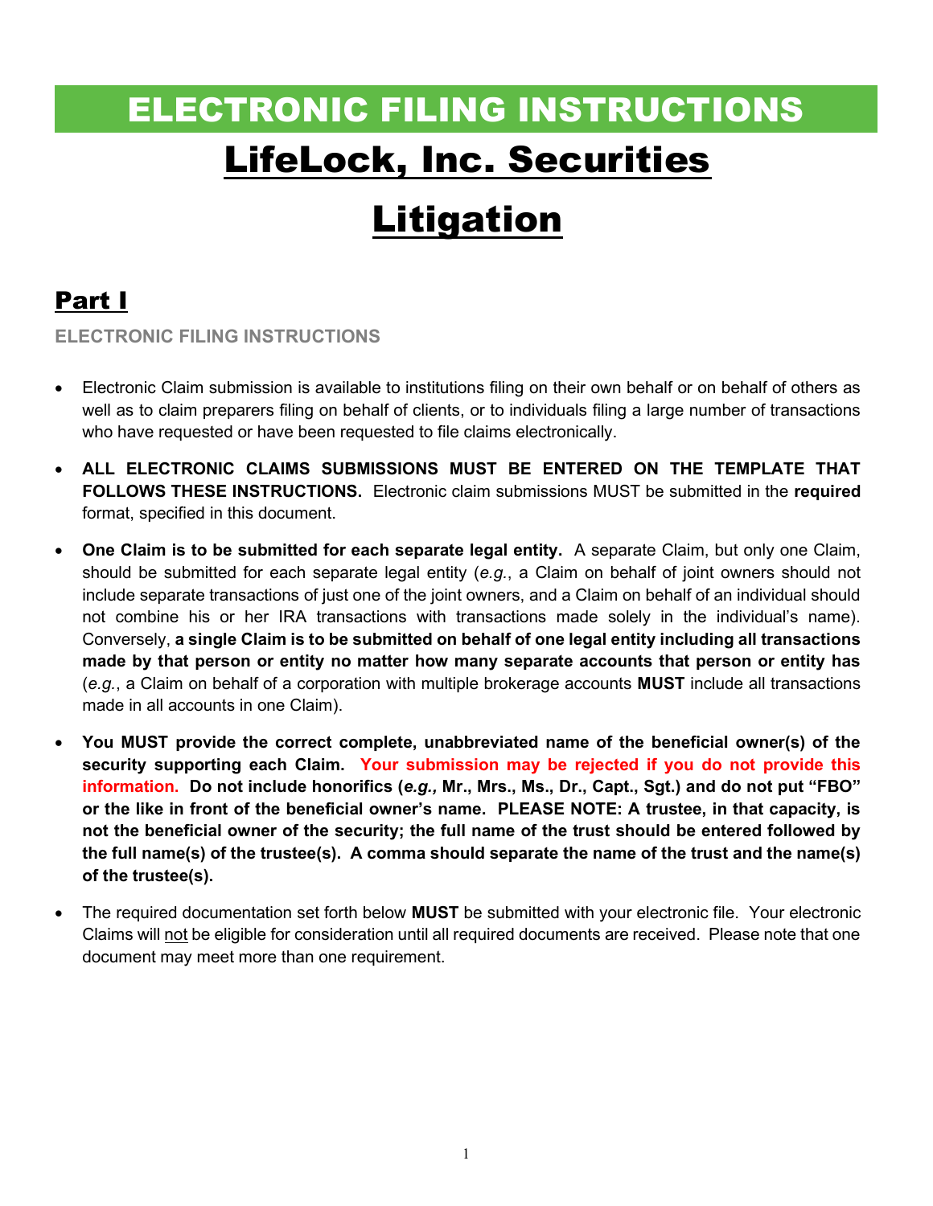# ELECTRONIC FILING INSTRUCTIONS

# LifeLock, Inc. Securities Litigation

## Part I

### ELECTRONIC FILING INSTRUCTIONS

- Electronic Claim submission is available to institutions filing on their own behalf or on behalf of others as well as to claim preparers filing on behalf of clients, or to individuals filing a large number of transactions who have requested or have been requested to file claims electronically.

- **ALL ELECTRONIC CLAIMS SUBMISSIONS MUST BE ENTERED ON THE TEMPLATE THAT FOLLOWS THESE INSTRUCTIONS.** Electronic claim submissions MUST be submitted in the **required** format, specified in this document.

- **One Claim is to be submitted for each separate legal entity.** A separate Claim, but only one Claim, should be submitted for each separate legal entity (*e.g.*, a Claim on behalf of joint owners should not include separate transactions of just one of the joint owners, and a Claim on behalf of an individual should not combine his or her IRA transactions with transactions made solely in the individual's name). Conversely, **a single Claim is to be submitted on behalf of one legal entity including all transactions made by that person or entity no matter how many separate accounts that person or entity has** (*e.g.*, a Claim on behalf of a corporation with multiple brokerage accounts **MUST** include all transactions made in all accounts in one Claim).

- **You MUST provide the correct complete, unabbreviated name of the beneficial owner(s) of the security supporting each Claim. Your submission may be rejected if you do not provide this information. Do not include honorifics (*e.g.,* Mr., Mrs., Ms., Dr., Capt., Sgt.) and do not put "FBO" or the like in front of the beneficial owner's name. PLEASE NOTE: A trustee, in that capacity, is not the beneficial owner of the security; the full name of the trust should be entered followed by the full name(s) of the trustee(s). A comma should separate the name of the trust and the name(s) of the trustee(s).**

- The required documentation set forth below **MUST** be submitted with your electronic file. Your electronic Claims will not be eligible for consideration until all required documents are received. Please note that one document may meet more than one requirement.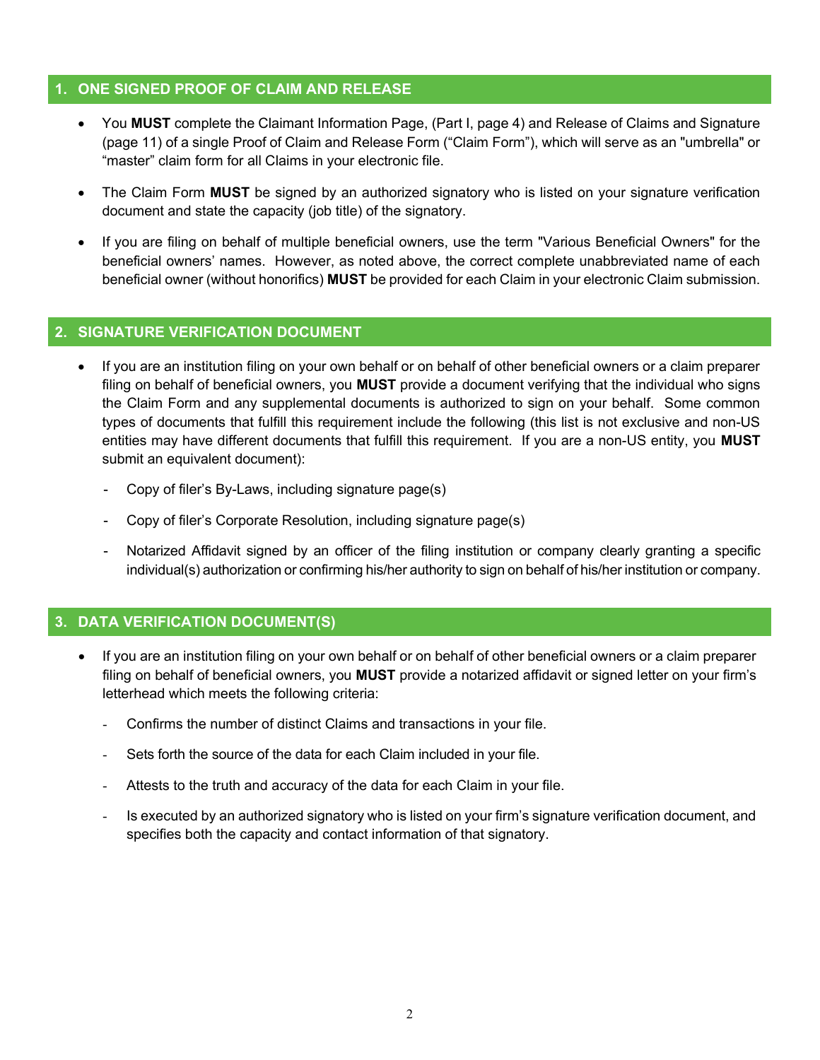## 1. ONE SIGNED PROOF OF CLAIM AND RELEASE

- You **MUST** complete the Claimant Information Page, (Part I, page 4) and Release of Claims and Signature (page 11) of a single Proof of Claim and Release Form ("Claim Form"), which will serve as an "umbrella" or "master" claim form for all Claims in your electronic file.
- The Claim Form **MUST** be signed by an authorized signatory who is listed on your signature verification document and state the capacity (job title) of the signatory.
- If you are filing on behalf of multiple beneficial owners, use the term "Various Beneficial Owners" for the beneficial owners' names. However, as noted above, the correct complete unabbreviated name of each beneficial owner (without honorifics) **MUST** be provided for each Claim in your electronic Claim submission.

## 2. SIGNATURE VERIFICATION DOCUMENT

- If you are an institution filing on your own behalf or on behalf of other beneficial owners or a claim preparer filing on behalf of beneficial owners, you **MUST** provide a document verifying that the individual who signs the Claim Form and any supplemental documents is authorized to sign on your behalf. Some common types of documents that fulfill this requirement include the following (this list is not exclusive and non-US entities may have different documents that fulfill this requirement. If you are a non-US entity, you **MUST** submit an equivalent document):
  - Copy of filer's By-Laws, including signature page(s)
  - Copy of filer's Corporate Resolution, including signature page(s)
  - Notarized Affidavit signed by an officer of the filing institution or company clearly granting a specific individual(s) authorization or confirming his/her authority to sign on behalf of his/her institution or company.

## 3. DATA VERIFICATION DOCUMENT(S)

- If you are an institution filing on your own behalf or on behalf of other beneficial owners or a claim preparer filing on behalf of beneficial owners, you **MUST** provide a notarized affidavit or signed letter on your firm's letterhead which meets the following criteria:
  - Confirms the number of distinct Claims and transactions in your file.
  - Sets forth the source of the data for each Claim included in your file.
  - Attests to the truth and accuracy of the data for each Claim in your file.
  - Is executed by an authorized signatory who is listed on your firm's signature verification document, and specifies both the capacity and contact information of that signatory.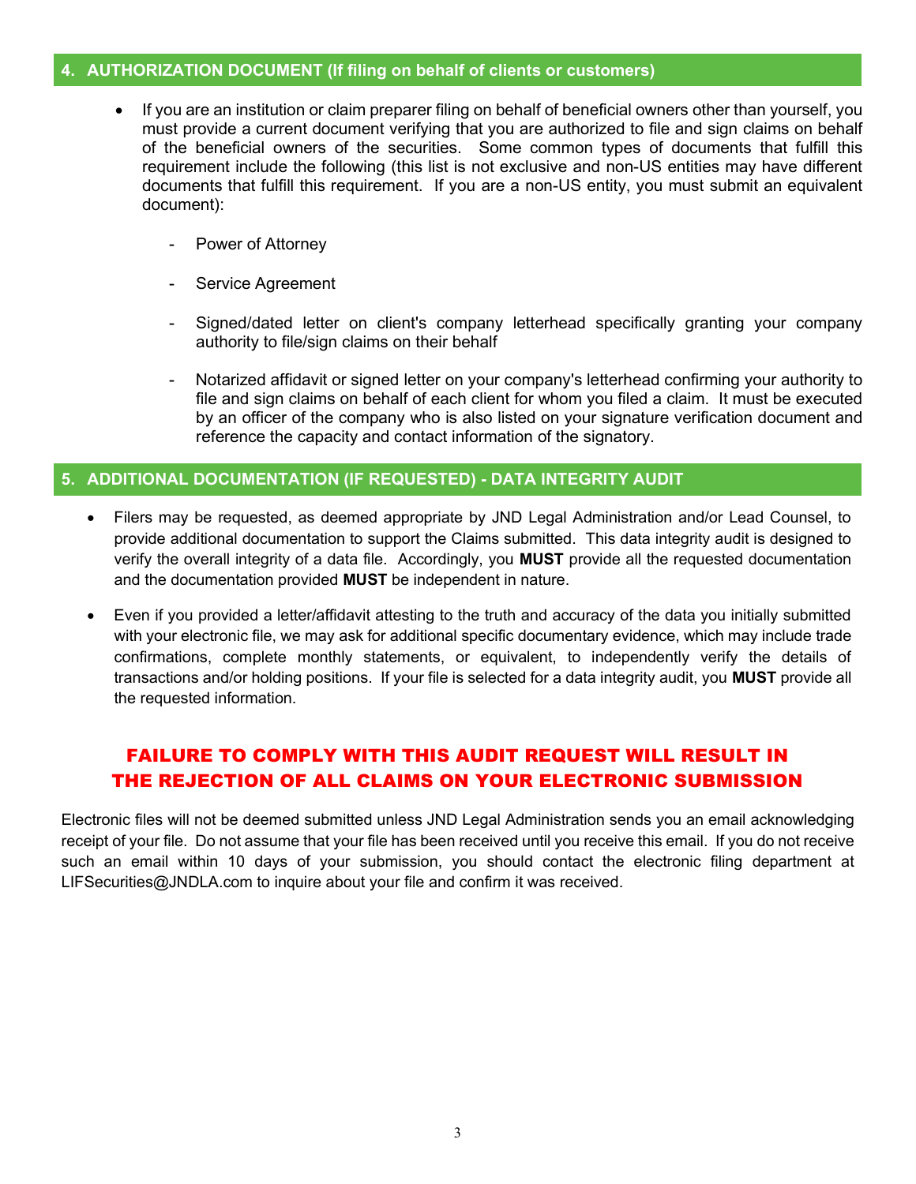## 4. AUTHORIZATION DOCUMENT (If filing on behalf of clients or customers)

- If you are an institution or claim preparer filing on behalf of beneficial owners other than yourself, you must provide a current document verifying that you are authorized to file and sign claims on behalf of the beneficial owners of the securities. Some common types of documents that fulfill this requirement include the following (this list is not exclusive and non-US entities may have different documents that fulfill this requirement. If you are a non-US entity, you must submit an equivalent document):

    - Power of Attorney

    - Service Agreement

    - Signed/dated letter on client's company letterhead specifically granting your company authority to file/sign claims on their behalf

    - Notarized affidavit or signed letter on your company's letterhead confirming your authority to file and sign claims on behalf of each client for whom you filed a claim. It must be executed by an officer of the company who is also listed on your signature verification document and reference the capacity and contact information of the signatory.

## 5. ADDITIONAL DOCUMENTATION (IF REQUESTED) - DATA INTEGRITY AUDIT

- Filers may be requested, as deemed appropriate by JND Legal Administration and/or Lead Counsel, to provide additional documentation to support the Claims submitted. This data integrity audit is designed to verify the overall integrity of a data file. Accordingly, you **MUST** provide all the requested documentation and the documentation provided **MUST** be independent in nature.

- Even if you provided a letter/affidavit attesting to the truth and accuracy of the data you initially submitted with your electronic file, we may ask for additional specific documentary evidence, which may include trade confirmations, complete monthly statements, or equivalent, to independently verify the details of transactions and/or holding positions. If your file is selected for a data integrity audit, you **MUST** provide all the requested information.

**FAILURE TO COMPLY WITH THIS AUDIT REQUEST WILL RESULT IN THE REJECTION OF ALL CLAIMS ON YOUR ELECTRONIC SUBMISSION**

Electronic files will not be deemed submitted unless JND Legal Administration sends you an email acknowledging receipt of your file. Do not assume that your file has been received until you receive this email. If you do not receive such an email within 10 days of your submission, you should contact the electronic filing department at LIFSecurities@JNDLA.com to inquire about your file and confirm it was received.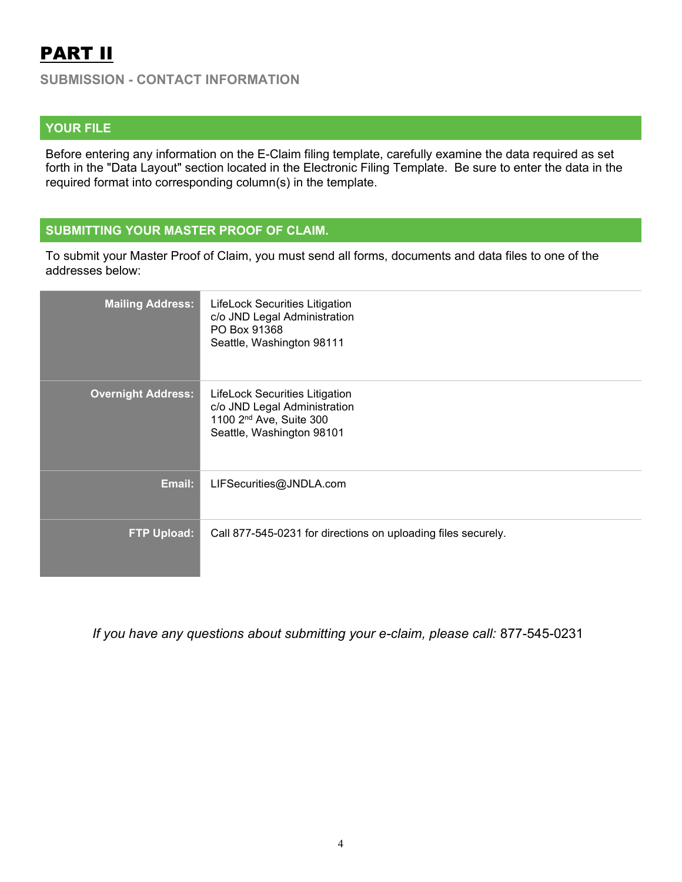# PART II

## SUBMISSION - CONTACT INFORMATION

### YOUR FILE

Before entering any information on the E-Claim filing template, carefully examine the data required as set forth in the "Data Layout" section located in the Electronic Filing Template. Be sure to enter the data in the required format into corresponding column(s) in the template.

### SUBMITTING YOUR MASTER PROOF OF CLAIM.

To submit your Master Proof of Claim, you must send all forms, documents and data files to one of the addresses below:

| | |
|---|---|
| **Mailing Address:** | LifeLock Securities Litigation<br>c/o JND Legal Administration<br>PO Box 91368<br>Seattle, Washington 98111 |
| **Overnight Address:** | LifeLock Securities Litigation<br>c/o JND Legal Administration<br>1100 2nd Ave, Suite 300<br>Seattle, Washington 98101 |
| **Email:** | LIFSecurities@JNDLA.com |
| **FTP Upload:** | Call 877-545-0231 for directions on uploading files securely. |

*If you have any questions about submitting your e-claim, please call:* 877-545-0231